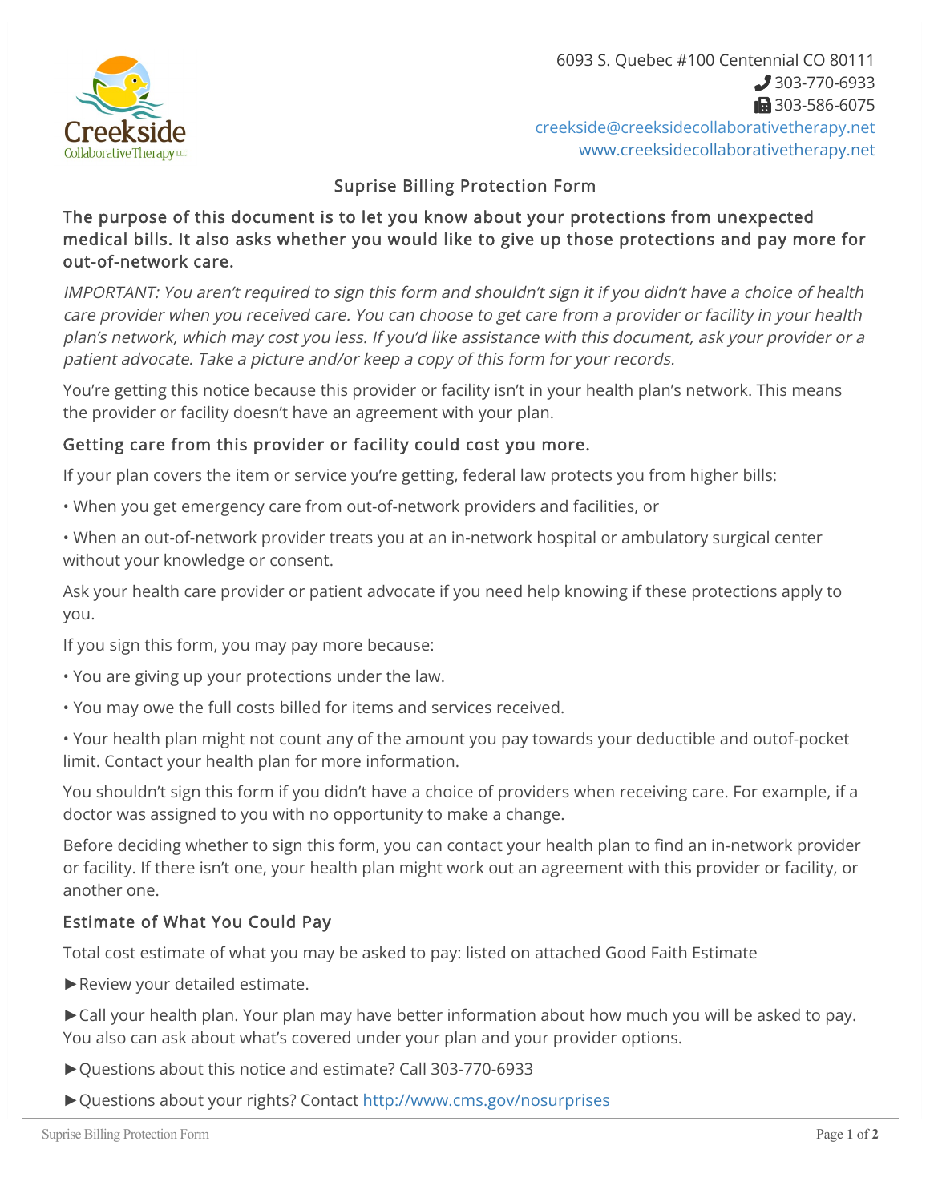Creekside Collaborative Therapy LLC

6093 S. Quebec #100 Centennial CO 80111
303-770-6933
303-586-6075
creekside@creeksidecollaborativetherapy.net
www.creeksidecollaborativetherapy.net

# Suprise Billing Protection Form

**The purpose of this document is to let you know about your protections from unexpected medical bills. It also asks whether you would like to give up those protections and pay more for out-of-network care.**

*IMPORTANT: You aren't required to sign this form and shouldn't sign it if you didn't have a choice of health care provider when you received care. You can choose to get care from a provider or facility in your health plan's network, which may cost you less. If you'd like assistance with this document, ask your provider or a patient advocate. Take a picture and/or keep a copy of this form for your records.*

You're getting this notice because this provider or facility isn't in your health plan's network. This means the provider or facility doesn't have an agreement with your plan.

## Getting care from this provider or facility could cost you more.

If your plan covers the item or service you're getting, federal law protects you from higher bills:

• When you get emergency care from out-of-network providers and facilities, or

• When an out-of-network provider treats you at an in-network hospital or ambulatory surgical center without your knowledge or consent.

Ask your health care provider or patient advocate if you need help knowing if these protections apply to you.

If you sign this form, you may pay more because:

• You are giving up your protections under the law.

• You may owe the full costs billed for items and services received.

• Your health plan might not count any of the amount you pay towards your deductible and outof-pocket limit. Contact your health plan for more information.

You shouldn't sign this form if you didn't have a choice of providers when receiving care. For example, if a doctor was assigned to you with no opportunity to make a change.

Before deciding whether to sign this form, you can contact your health plan to find an in-network provider or facility. If there isn't one, your health plan might work out an agreement with this provider or facility, or another one.

## Estimate of What You Could Pay

Total cost estimate of what you may be asked to pay: listed on attached Good Faith Estimate

►Review your detailed estimate.

►Call your health plan. Your plan may have better information about how much you will be asked to pay. You also can ask about what's covered under your plan and your provider options.

►Questions about this notice and estimate? Call 303-770-6933

►Questions about your rights? Contact http://www.cms.gov/nosurprises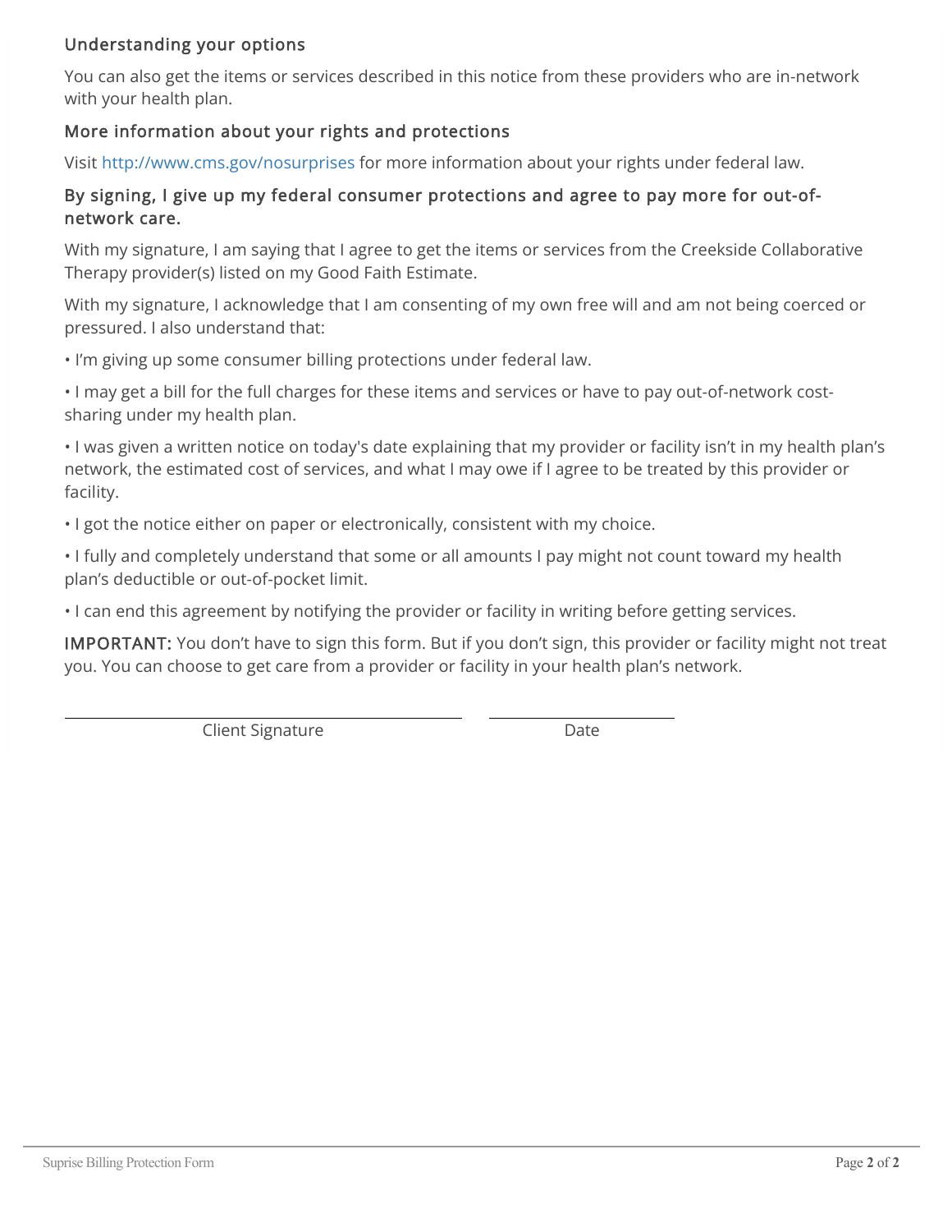### Understanding your options

You can also get the items or services described in this notice from these providers who are in-network with your health plan.

### More information about your rights and protections

Visit http://www.cms.gov/nosurprises for more information about your rights under federal law.

### By signing, I give up my federal consumer protections and agree to pay more for out-of-network care.

With my signature, I am saying that I agree to get the items or services from the Creekside Collaborative Therapy provider(s) listed on my Good Faith Estimate.

With my signature, I acknowledge that I am consenting of my own free will and am not being coerced or pressured. I also understand that:

• I'm giving up some consumer billing protections under federal law.

• I may get a bill for the full charges for these items and services or have to pay out-of-network cost-sharing under my health plan.

• I was given a written notice on today's date explaining that my provider or facility isn't in my health plan's network, the estimated cost of services, and what I may owe if I agree to be treated by this provider or facility.

• I got the notice either on paper or electronically, consistent with my choice.

• I fully and completely understand that some or all amounts I pay might not count toward my health plan's deductible or out-of-pocket limit.

• I can end this agreement by notifying the provider or facility in writing before getting services.

**IMPORTANT:** You don't have to sign this form. But if you don't sign, this provider or facility might not treat you. You can choose to get care from a provider or facility in your health plan's network.

______________________________ ______________

Client Signature Date